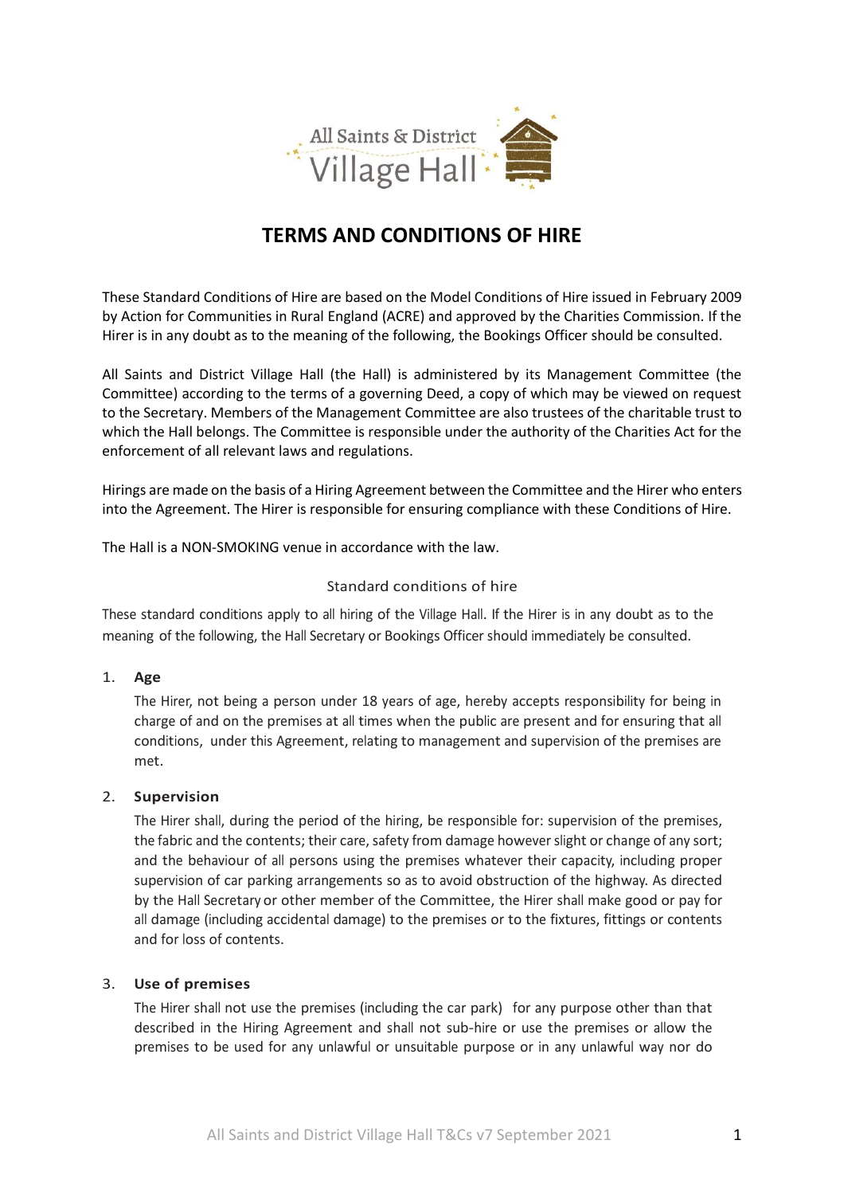# TERMS AND CONDITIONS OF HIRE

These Standard Conditions of Hire are based on the Model Conditions of Hire issued in February 2009 by Action for Communities in Rural England (ACRE) and approved by the Charities Commission. If the Hirer is in any doubt as to the meaning of the following, the Bookings Officer should be consulted.

All Saints and District Village Hall (the Hall) is administered by its Management Committee (the Committee) according to the terms of a governing Deed, a copy of which may be viewed on request to the Secretary. Members of the Management Committee are also trustees of the charitable trust to which the Hall belongs. The Committee is responsible under the authority of the Charities Act for the enforcement of all relevant laws and regulations.

Hirings are made on the basis of a Hiring Agreement between the Committee and the Hirer who enters into the Agreement. The Hirer is responsible for ensuring compliance with these Conditions of Hire.

The Hall is a NON-SMOKING venue in accordance with the law.

## Standard conditions of hire

These standard conditions apply to all hiring of the Village Hall. If the Hirer is in any doubt as to the meaning of the following, the Hall Secretary or Bookings Officer should immediately be consulted.

1. **Age**

   The Hirer, not being a person under 18 years of age, hereby accepts responsibility for being in charge of and on the premises at all times when the public are present and for ensuring that all conditions, under this Agreement, relating to management and supervision of the premises are met.

2. **Supervision**

   The Hirer shall, during the period of the hiring, be responsible for: supervision of the premises, the fabric and the contents; their care, safety from damage however slight or change of any sort; and the behaviour of all persons using the premises whatever their capacity, including proper supervision of car parking arrangements so as to avoid obstruction of the highway. As directed by the Hall Secretary or other member of the Committee, the Hirer shall make good or pay for all damage (including accidental damage) to the premises or to the fixtures, fittings or contents and for loss of contents.

3. **Use of premises**

   The Hirer shall not use the premises (including the car park) for any purpose other than that described in the Hiring Agreement and shall not sub-hire or use the premises or allow the premises to be used for any unlawful or unsuitable purpose or in any unlawful way nor do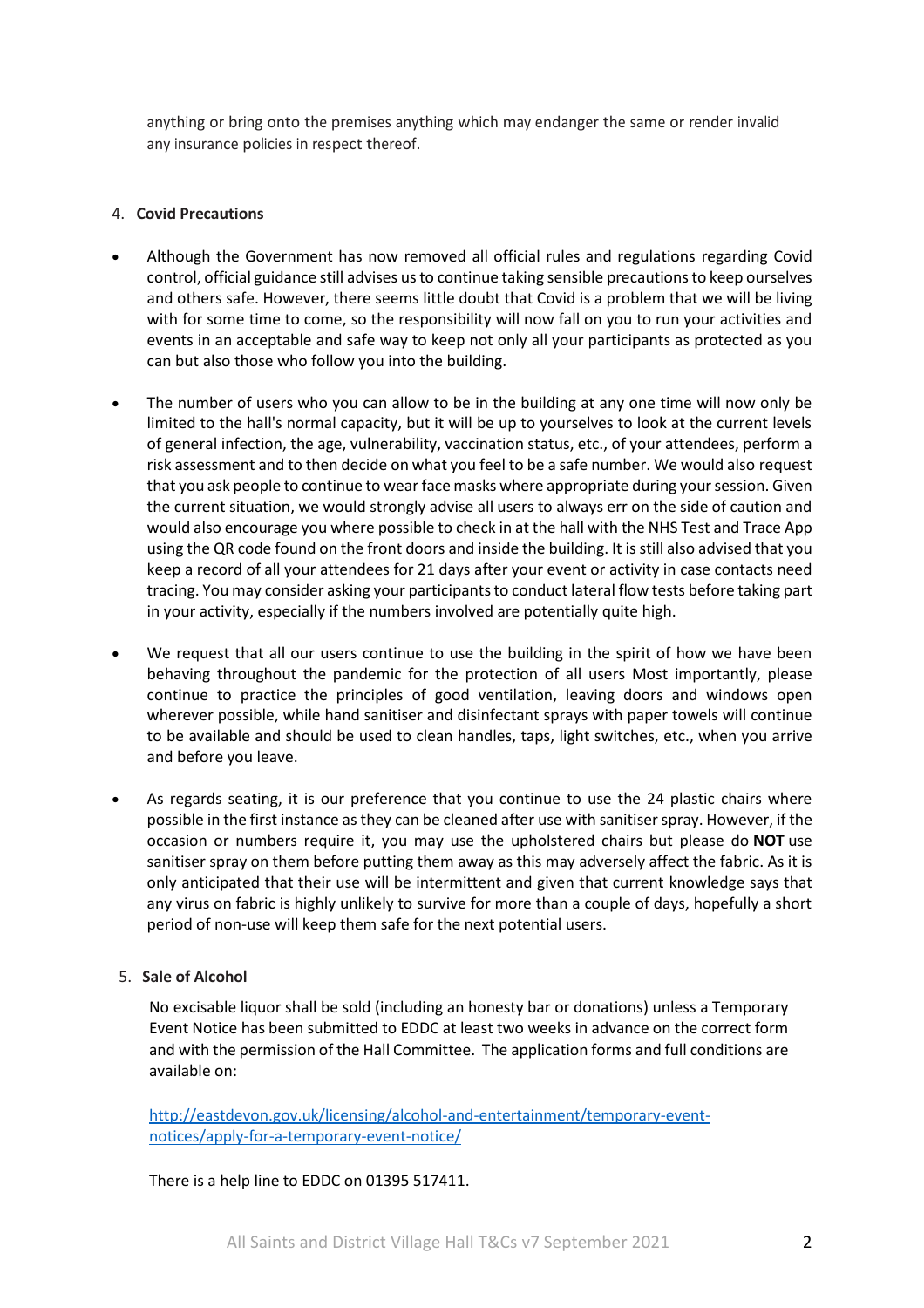anything or bring onto the premises anything which may endanger the same or render invalid any insurance policies in respect thereof.

4. **Covid Precautions**

- Although the Government has now removed all official rules and regulations regarding Covid control, official guidance still advises us to continue taking sensible precautions to keep ourselves and others safe. However, there seems little doubt that Covid is a problem that we will be living with for some time to come, so the responsibility will now fall on you to run your activities and events in an acceptable and safe way to keep not only all your participants as protected as you can but also those who follow you into the building.

- The number of users who you can allow to be in the building at any one time will now only be limited to the hall's normal capacity, but it will be up to yourselves to look at the current levels of general infection, the age, vulnerability, vaccination status, etc., of your attendees, perform a risk assessment and to then decide on what you feel to be a safe number. We would also request that you ask people to continue to wear face masks where appropriate during your session. Given the current situation, we would strongly advise all users to always err on the side of caution and would also encourage you where possible to check in at the hall with the NHS Test and Trace App using the QR code found on the front doors and inside the building. It is still also advised that you keep a record of all your attendees for 21 days after your event or activity in case contacts need tracing. You may consider asking your participants to conduct lateral flow tests before taking part in your activity, especially if the numbers involved are potentially quite high.

- We request that all our users continue to use the building in the spirit of how we have been behaving throughout the pandemic for the protection of all users Most importantly, please continue to practice the principles of good ventilation, leaving doors and windows open wherever possible, while hand sanitiser and disinfectant sprays with paper towels will continue to be available and should be used to clean handles, taps, light switches, etc., when you arrive and before you leave.

- As regards seating, it is our preference that you continue to use the 24 plastic chairs where possible in the first instance as they can be cleaned after use with sanitiser spray. However, if the occasion or numbers require it, you may use the upholstered chairs but please do **NOT** use sanitiser spray on them before putting them away as this may adversely affect the fabric. As it is only anticipated that their use will be intermittent and given that current knowledge says that any virus on fabric is highly unlikely to survive for more than a couple of days, hopefully a short period of non-use will keep them safe for the next potential users.

5. **Sale of Alcohol**

No excisable liquor shall be sold (including an honesty bar or donations) unless a Temporary Event Notice has been submitted to EDDC at least two weeks in advance on the correct form and with the permission of the Hall Committee. The application forms and full conditions are available on:

[http://eastdevon.gov.uk/licensing/alcohol-and-entertainment/temporary-event-notices/apply-for-a-temporary-event-notice/](http://eastdevon.gov.uk/licensing/alcohol-and-entertainment/temporary-event-notices/apply-for-a-temporary-event-notice/)

There is a help line to EDDC on 01395 517411.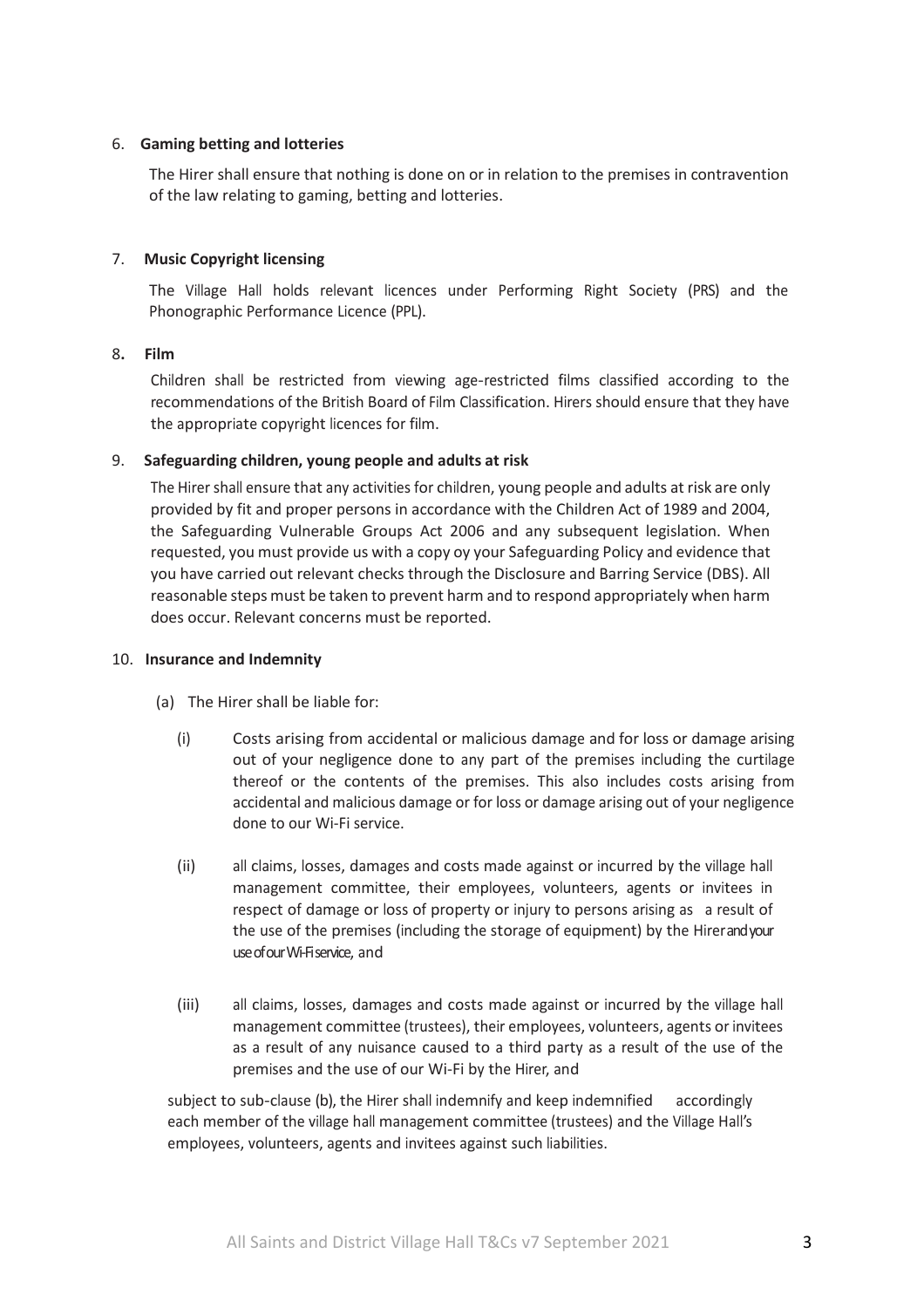6. **Gaming betting and lotteries**

The Hirer shall ensure that nothing is done on or in relation to the premises in contravention of the law relating to gaming, betting and lotteries.

7. **Music Copyright licensing**

The Village Hall holds relevant licences under Performing Right Society (PRS) and the Phonographic Performance Licence (PPL).

8. **Film**

Children shall be restricted from viewing age-restricted films classified according to the recommendations of the British Board of Film Classification. Hirers should ensure that they have the appropriate copyright licences for film.

9. **Safeguarding children, young people and adults at risk**

The Hirer shall ensure that any activities for children, young people and adults at risk are only provided by fit and proper persons in accordance with the Children Act of 1989 and 2004, the Safeguarding Vulnerable Groups Act 2006 and any subsequent legislation. When requested, you must provide us with a copy oy your Safeguarding Policy and evidence that you have carried out relevant checks through the Disclosure and Barring Service (DBS). All reasonable steps must be taken to prevent harm and to respond appropriately when harm does occur. Relevant concerns must be reported.

10. **Insurance and Indemnity**

(a) The Hirer shall be liable for:

(i) Costs arising from accidental or malicious damage and for loss or damage arising out of your negligence done to any part of the premises including the curtilage thereof or the contents of the premises. This also includes costs arising from accidental and malicious damage or for loss or damage arising out of your negligence done to our Wi-Fi service.

(ii) all claims, losses, damages and costs made against or incurred by the village hall management committee, their employees, volunteers, agents or invitees in respect of damage or loss of property or injury to persons arising as a result of the use of the premises (including the storage of equipment) by the Hirer and your use of our Wi-Fi service, and

(iii) all claims, losses, damages and costs made against or incurred by the village hall management committee (trustees), their employees, volunteers, agents or invitees as a result of any nuisance caused to a third party as a result of the use of the premises and the use of our Wi-Fi by the Hirer, and

subject to sub-clause (b), the Hirer shall indemnify and keep indemnified accordingly each member of the village hall management committee (trustees) and the Village Hall's employees, volunteers, agents and invitees against such liabilities.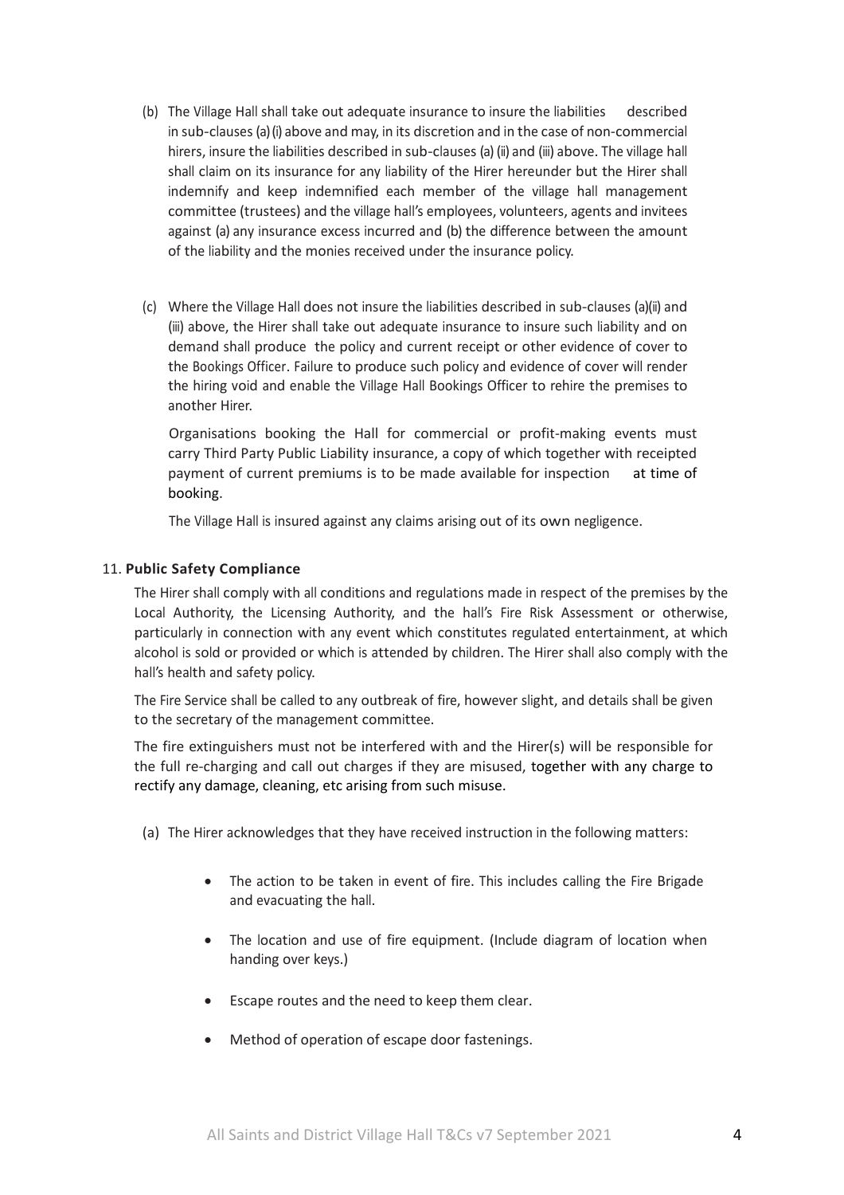(b) The Village Hall shall take out adequate insurance to insure the liabilities described in sub-clauses (a)(i) above and may, in its discretion and in the case of non-commercial hirers, insure the liabilities described in sub-clauses (a) (ii) and (iii) above. The village hall shall claim on its insurance for any liability of the Hirer hereunder but the Hirer shall indemnify and keep indemnified each member of the village hall management committee (trustees) and the village hall's employees, volunteers, agents and invitees against (a) any insurance excess incurred and (b) the difference between the amount of the liability and the monies received under the insurance policy.

(c) Where the Village Hall does not insure the liabilities described in sub-clauses (a)(ii) and (iii) above, the Hirer shall take out adequate insurance to insure such liability and on demand shall produce the policy and current receipt or other evidence of cover to the Bookings Officer. Failure to produce such policy and evidence of cover will render the hiring void and enable the Village Hall Bookings Officer to rehire the premises to another Hirer.

Organisations booking the Hall for commercial or profit-making events must carry Third Party Public Liability insurance, a copy of which together with receipted payment of current premiums is to be made available for inspection at time of booking.

The Village Hall is insured against any claims arising out of its own negligence.

11. **Public Safety Compliance**

The Hirer shall comply with all conditions and regulations made in respect of the premises by the Local Authority, the Licensing Authority, and the hall's Fire Risk Assessment or otherwise, particularly in connection with any event which constitutes regulated entertainment, at which alcohol is sold or provided or which is attended by children. The Hirer shall also comply with the hall's health and safety policy.

The Fire Service shall be called to any outbreak of fire, however slight, and details shall be given to the secretary of the management committee.

The fire extinguishers must not be interfered with and the Hirer(s) will be responsible for the full re-charging and call out charges if they are misused, together with any charge to rectify any damage, cleaning, etc arising from such misuse.

(a) The Hirer acknowledges that they have received instruction in the following matters:

- The action to be taken in event of fire. This includes calling the Fire Brigade and evacuating the hall.
- The location and use of fire equipment. (Include diagram of location when handing over keys.)
- Escape routes and the need to keep them clear.
- Method of operation of escape door fastenings.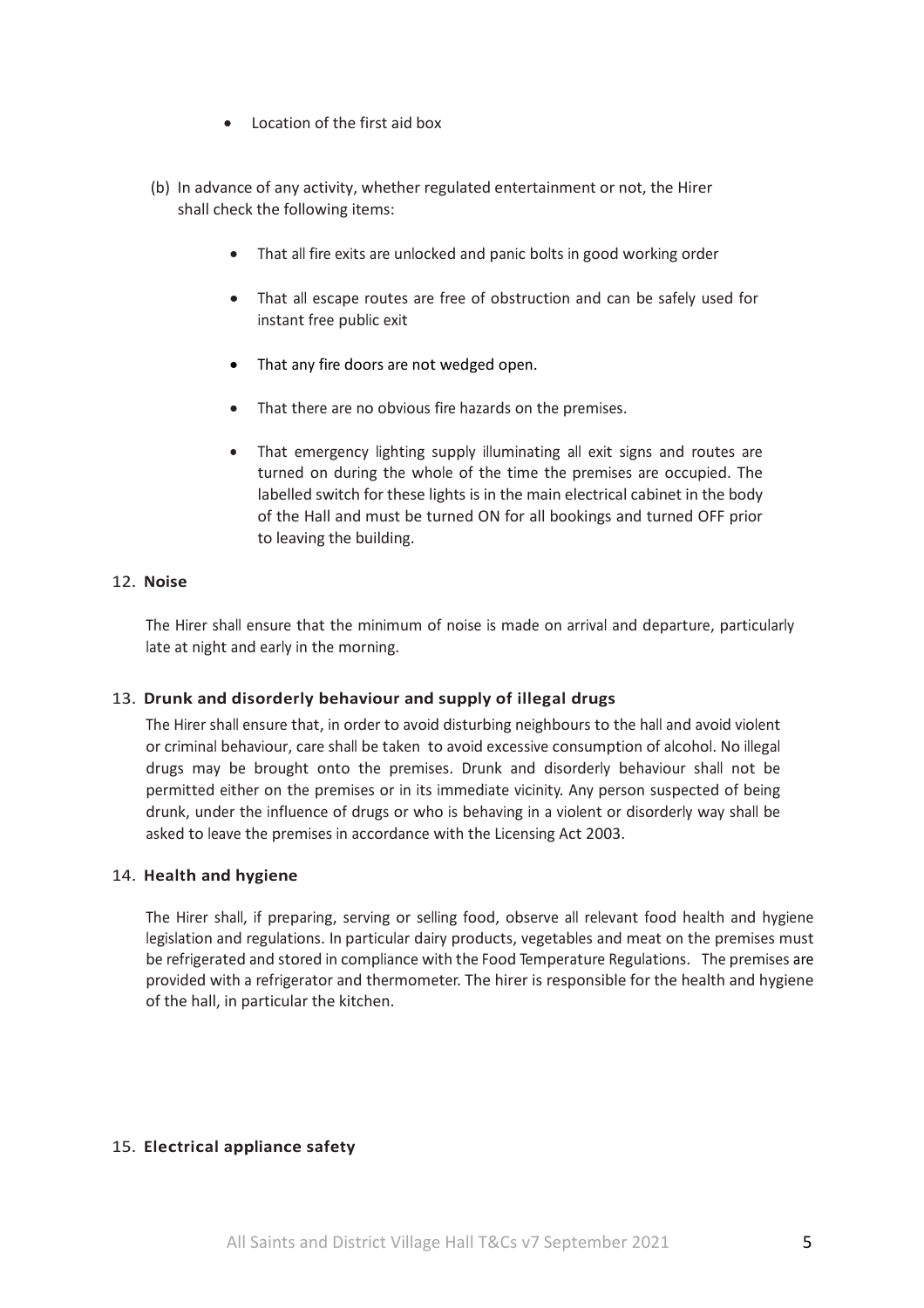- Location of the first aid box

(b) In advance of any activity, whether regulated entertainment or not, the Hirer shall check the following items:

- That all fire exits are unlocked and panic bolts in good working order
- That all escape routes are free of obstruction and can be safely used for instant free public exit
- That any fire doors are not wedged open.
- That there are no obvious fire hazards on the premises.
- That emergency lighting supply illuminating all exit signs and routes are turned on during the whole of the time the premises are occupied. The labelled switch for these lights is in the main electrical cabinet in the body of the Hall and must be turned ON for all bookings and turned OFF prior to leaving the building.

## 12. Noise

The Hirer shall ensure that the minimum of noise is made on arrival and departure, particularly late at night and early in the morning.

## 13. Drunk and disorderly behaviour and supply of illegal drugs

The Hirer shall ensure that, in order to avoid disturbing neighbours to the hall and avoid violent or criminal behaviour, care shall be taken to avoid excessive consumption of alcohol. No illegal drugs may be brought onto the premises. Drunk and disorderly behaviour shall not be permitted either on the premises or in its immediate vicinity. Any person suspected of being drunk, under the influence of drugs or who is behaving in a violent or disorderly way shall be asked to leave the premises in accordance with the Licensing Act 2003.

## 14. Health and hygiene

The Hirer shall, if preparing, serving or selling food, observe all relevant food health and hygiene legislation and regulations. In particular dairy products, vegetables and meat on the premises must be refrigerated and stored in compliance with the Food Temperature Regulations. The premises are provided with a refrigerator and thermometer. The hirer is responsible for the health and hygiene of the hall, in particular the kitchen.

## 15. Electrical appliance safety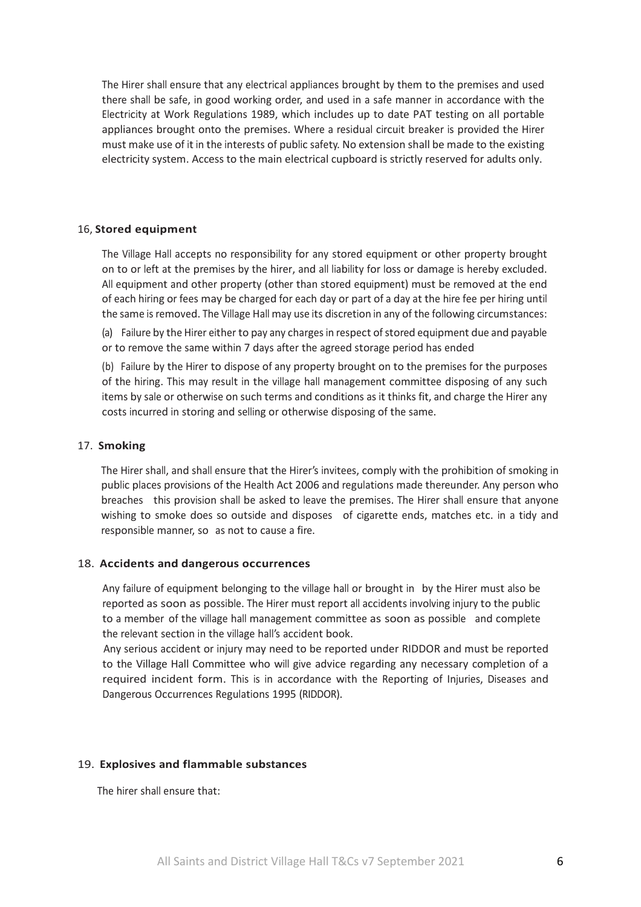The Hirer shall ensure that any electrical appliances brought by them to the premises and used there shall be safe, in good working order, and used in a safe manner in accordance with the Electricity at Work Regulations 1989, which includes up to date PAT testing on all portable appliances brought onto the premises. Where a residual circuit breaker is provided the Hirer must make use of it in the interests of public safety. No extension shall be made to the existing electricity system. Access to the main electrical cupboard is strictly reserved for adults only.

### 16, **Stored equipment**

The Village Hall accepts no responsibility for any stored equipment or other property brought on to or left at the premises by the hirer, and all liability for loss or damage is hereby excluded. All equipment and other property (other than stored equipment) must be removed at the end of each hiring or fees may be charged for each day or part of a day at the hire fee per hiring until the same is removed. The Village Hall may use its discretion in any of the following circumstances:

(a) Failure by the Hirer either to pay any charges in respect of stored equipment due and payable or to remove the same within 7 days after the agreed storage period has ended

(b) Failure by the Hirer to dispose of any property brought on to the premises for the purposes of the hiring. This may result in the village hall management committee disposing of any such items by sale or otherwise on such terms and conditions as it thinks fit, and charge the Hirer any costs incurred in storing and selling or otherwise disposing of the same.

### 17. **Smoking**

The Hirer shall, and shall ensure that the Hirer's invitees, comply with the prohibition of smoking in public places provisions of the Health Act 2006 and regulations made thereunder. Any person who breaches this provision shall be asked to leave the premises. The Hirer shall ensure that anyone wishing to smoke does so outside and disposes of cigarette ends, matches etc. in a tidy and responsible manner, so as not to cause a fire.

### 18. **Accidents and dangerous occurrences**

Any failure of equipment belonging to the village hall or brought in by the Hirer must also be reported as soon as possible. The Hirer must report all accidents involving injury to the public to a member of the village hall management committee as soon as possible and complete the relevant section in the village hall's accident book.

Any serious accident or injury may need to be reported under RIDDOR and must be reported to the Village Hall Committee who will give advice regarding any necessary completion of a required incident form. This is in accordance with the Reporting of Injuries, Diseases and Dangerous Occurrences Regulations 1995 (RIDDOR).

### 19. **Explosives and flammable substances**

The hirer shall ensure that: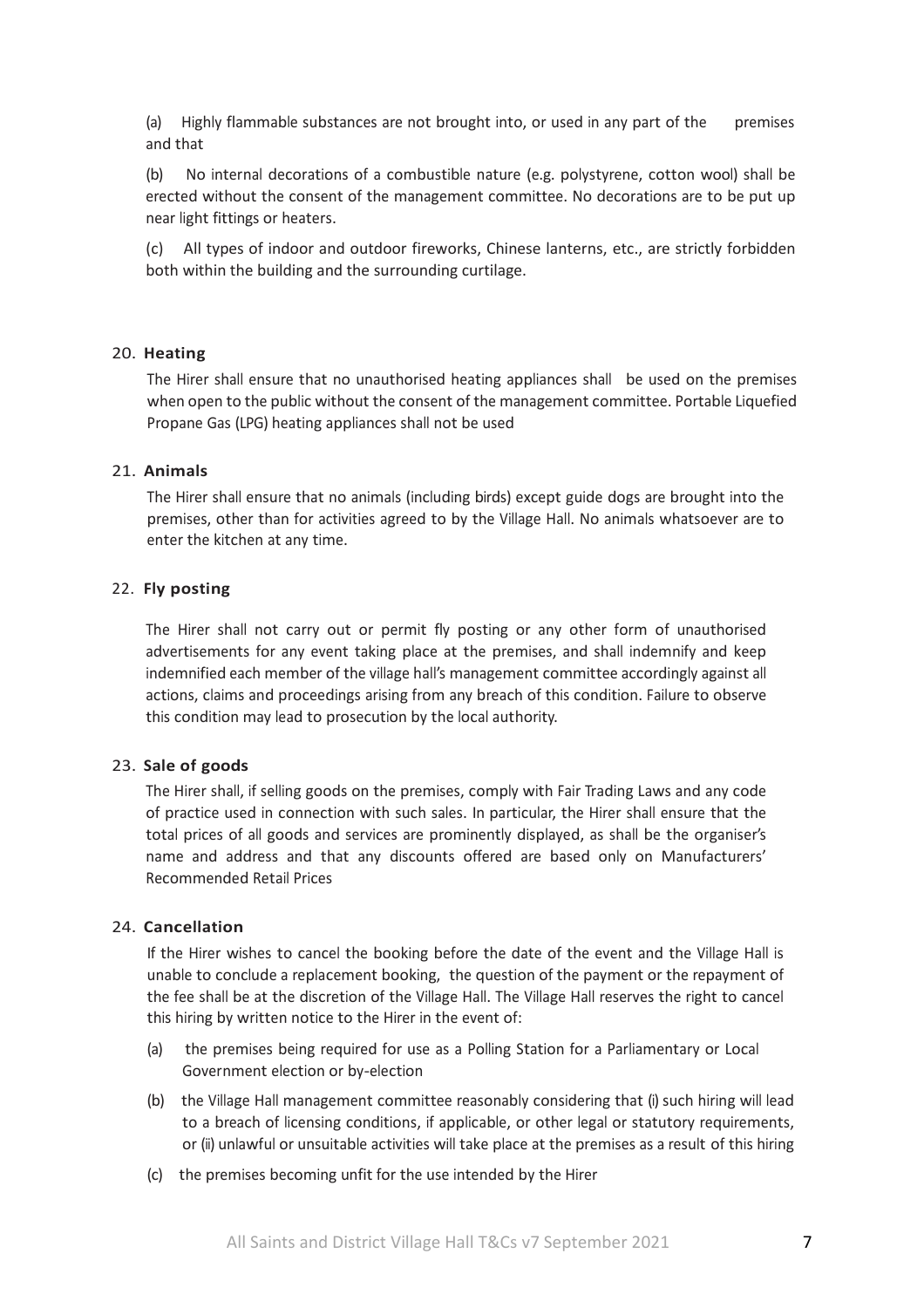(a) Highly flammable substances are not brought into, or used in any part of the premises and that

(b) No internal decorations of a combustible nature (e.g. polystyrene, cotton wool) shall be erected without the consent of the management committee. No decorations are to be put up near light fittings or heaters.

(c) All types of indoor and outdoor fireworks, Chinese lanterns, etc., are strictly forbidden both within the building and the surrounding curtilage.

20. **Heating**

The Hirer shall ensure that no unauthorised heating appliances shall be used on the premises when open to the public without the consent of the management committee. Portable Liquefied Propane Gas (LPG) heating appliances shall not be used

21. **Animals**

The Hirer shall ensure that no animals (including birds) except guide dogs are brought into the premises, other than for activities agreed to by the Village Hall. No animals whatsoever are to enter the kitchen at any time.

22. **Fly posting**

The Hirer shall not carry out or permit fly posting or any other form of unauthorised advertisements for any event taking place at the premises, and shall indemnify and keep indemnified each member of the village hall's management committee accordingly against all actions, claims and proceedings arising from any breach of this condition. Failure to observe this condition may lead to prosecution by the local authority.

23. **Sale of goods**

The Hirer shall, if selling goods on the premises, comply with Fair Trading Laws and any code of practice used in connection with such sales. In particular, the Hirer shall ensure that the total prices of all goods and services are prominently displayed, as shall be the organiser's name and address and that any discounts offered are based only on Manufacturers' Recommended Retail Prices

24. **Cancellation**

If the Hirer wishes to cancel the booking before the date of the event and the Village Hall is unable to conclude a replacement booking, the question of the payment or the repayment of the fee shall be at the discretion of the Village Hall. The Village Hall reserves the right to cancel this hiring by written notice to the Hirer in the event of:

(a) the premises being required for use as a Polling Station for a Parliamentary or Local Government election or by-election

(b) the Village Hall management committee reasonably considering that (i) such hiring will lead to a breach of licensing conditions, if applicable, or other legal or statutory requirements, or (ii) unlawful or unsuitable activities will take place at the premises as a result of this hiring

(c) the premises becoming unfit for the use intended by the Hirer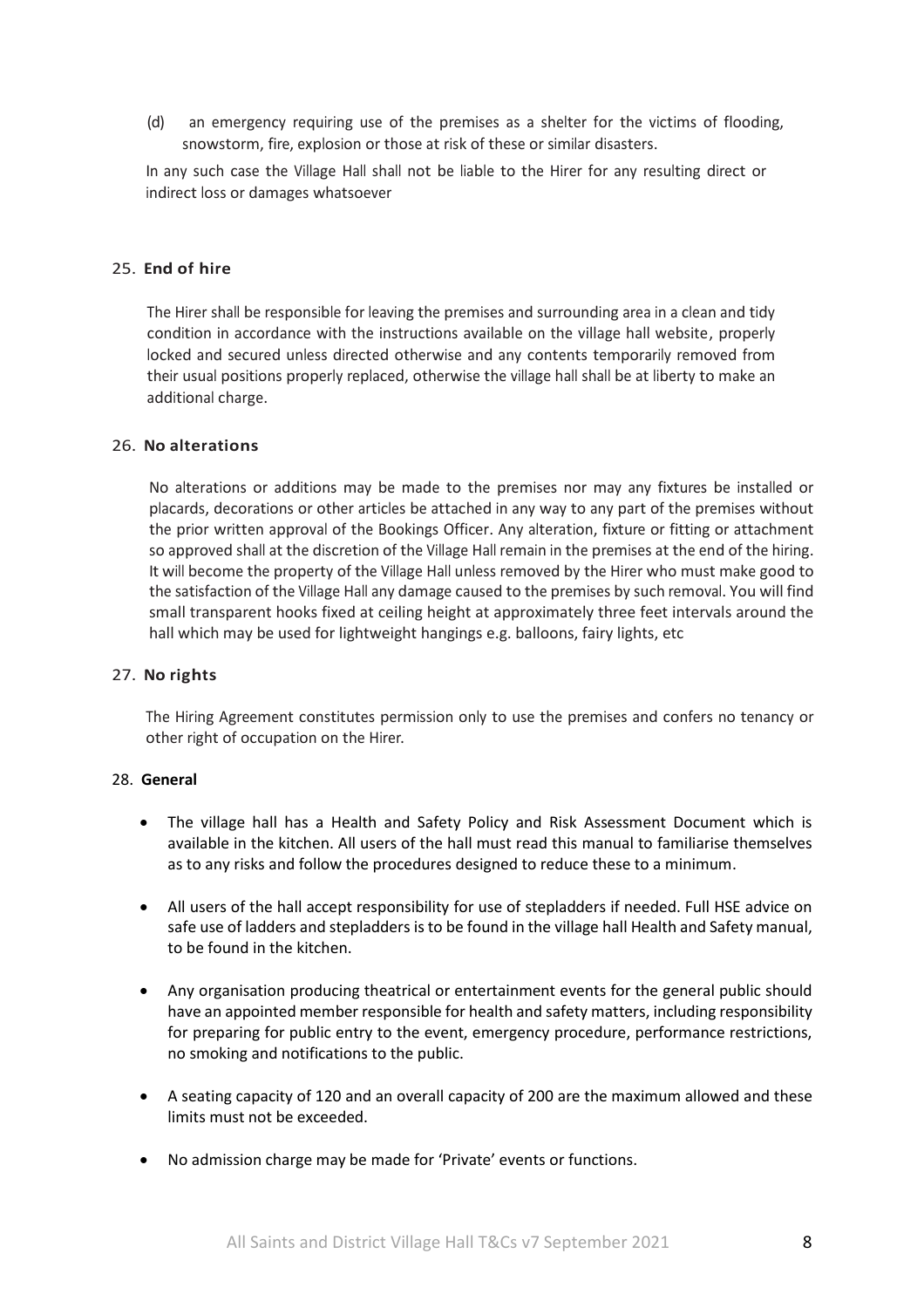(d) an emergency requiring use of the premises as a shelter for the victims of flooding, snowstorm, fire, explosion or those at risk of these or similar disasters.

In any such case the Village Hall shall not be liable to the Hirer for any resulting direct or indirect loss or damages whatsoever

## 25. **End of hire**

The Hirer shall be responsible for leaving the premises and surrounding area in a clean and tidy condition in accordance with the instructions available on the village hall website, properly locked and secured unless directed otherwise and any contents temporarily removed from their usual positions properly replaced, otherwise the village hall shall be at liberty to make an additional charge.

## 26. **No alterations**

No alterations or additions may be made to the premises nor may any fixtures be installed or placards, decorations or other articles be attached in any way to any part of the premises without the prior written approval of the Bookings Officer. Any alteration, fixture or fitting or attachment so approved shall at the discretion of the Village Hall remain in the premises at the end of the hiring. It will become the property of the Village Hall unless removed by the Hirer who must make good to the satisfaction of the Village Hall any damage caused to the premises by such removal. You will find small transparent hooks fixed at ceiling height at approximately three feet intervals around the hall which may be used for lightweight hangings e.g. balloons, fairy lights, etc

## 27. **No rights**

The Hiring Agreement constitutes permission only to use the premises and confers no tenancy or other right of occupation on the Hirer.

## 28. **General**

- The village hall has a Health and Safety Policy and Risk Assessment Document which is available in the kitchen. All users of the hall must read this manual to familiarise themselves as to any risks and follow the procedures designed to reduce these to a minimum.
- All users of the hall accept responsibility for use of stepladders if needed. Full HSE advice on safe use of ladders and stepladders is to be found in the village hall Health and Safety manual, to be found in the kitchen.
- Any organisation producing theatrical or entertainment events for the general public should have an appointed member responsible for health and safety matters, including responsibility for preparing for public entry to the event, emergency procedure, performance restrictions, no smoking and notifications to the public.
- A seating capacity of 120 and an overall capacity of 200 are the maximum allowed and these limits must not be exceeded.
- No admission charge may be made for 'Private' events or functions.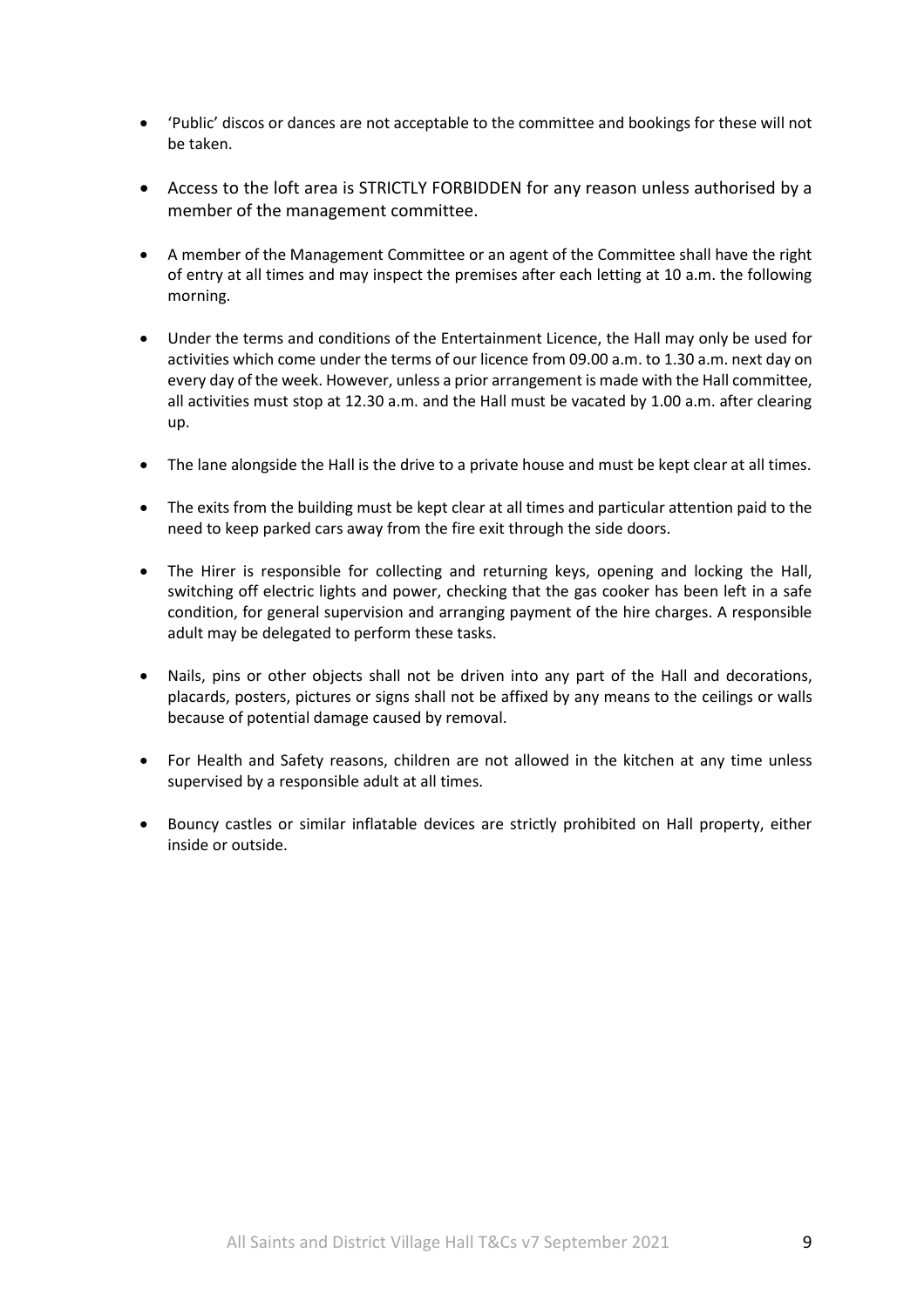- 'Public' discos or dances are not acceptable to the committee and bookings for these will not be taken.
- Access to the loft area is STRICTLY FORBIDDEN for any reason unless authorised by a member of the management committee.
- A member of the Management Committee or an agent of the Committee shall have the right of entry at all times and may inspect the premises after each letting at 10 a.m. the following morning.
- Under the terms and conditions of the Entertainment Licence, the Hall may only be used for activities which come under the terms of our licence from 09.00 a.m. to 1.30 a.m. next day on every day of the week. However, unless a prior arrangement is made with the Hall committee, all activities must stop at 12.30 a.m. and the Hall must be vacated by 1.00 a.m. after clearing up.
- The lane alongside the Hall is the drive to a private house and must be kept clear at all times.
- The exits from the building must be kept clear at all times and particular attention paid to the need to keep parked cars away from the fire exit through the side doors.
- The Hirer is responsible for collecting and returning keys, opening and locking the Hall, switching off electric lights and power, checking that the gas cooker has been left in a safe condition, for general supervision and arranging payment of the hire charges. A responsible adult may be delegated to perform these tasks.
- Nails, pins or other objects shall not be driven into any part of the Hall and decorations, placards, posters, pictures or signs shall not be affixed by any means to the ceilings or walls because of potential damage caused by removal.
- For Health and Safety reasons, children are not allowed in the kitchen at any time unless supervised by a responsible adult at all times.
- Bouncy castles or similar inflatable devices are strictly prohibited on Hall property, either inside or outside.